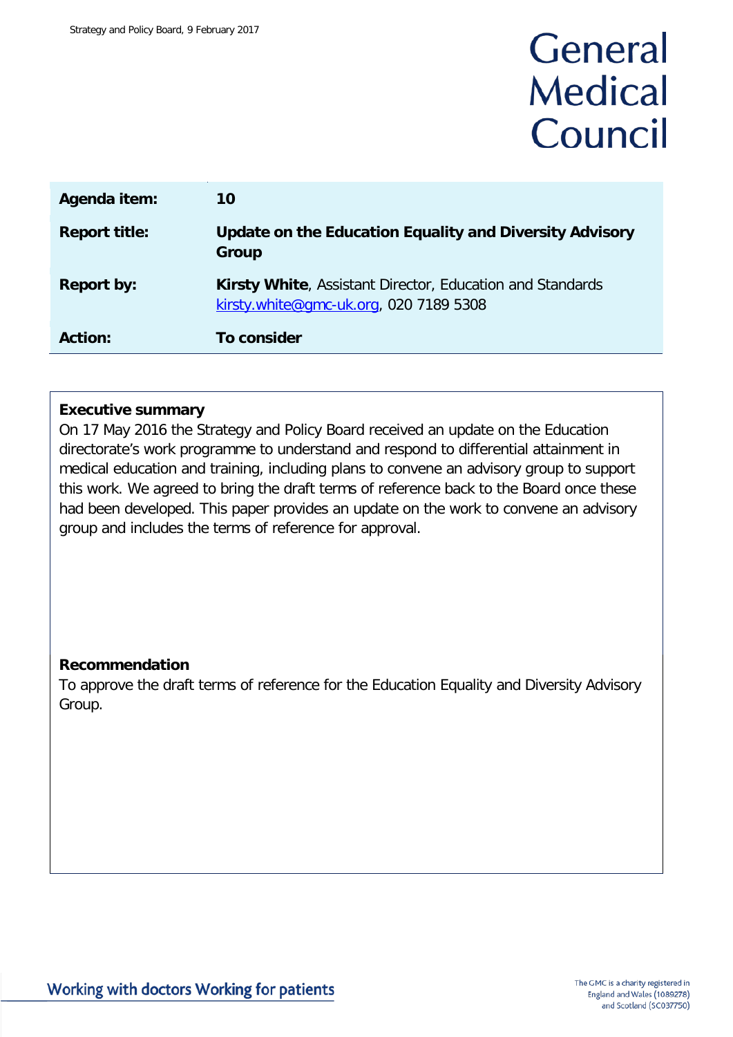Strategy and Policy Board, 9 February 2017

| | |
|---|---|
| **Agenda item:** | **10** |
| **Report title:** | **Update on the Education Equality and Diversity Advisory Group** |
| **Report by:** | **Kirsty White**, Assistant Director, Education and Standards kirsty.white@gmc-uk.org, 020 7189 5308 |
| **Action:** | **To consider** |

**Executive summary**

On 17 May 2016 the Strategy and Policy Board received an update on the Education directorate's work programme to understand and respond to differential attainment in medical education and training, including plans to convene an advisory group to support this work. We agreed to bring the draft terms of reference back to the Board once these had been developed. This paper provides an update on the work to convene an advisory group and includes the terms of reference for approval.

**Recommendation**

To approve the draft terms of reference for the Education Equality and Diversity Advisory Group.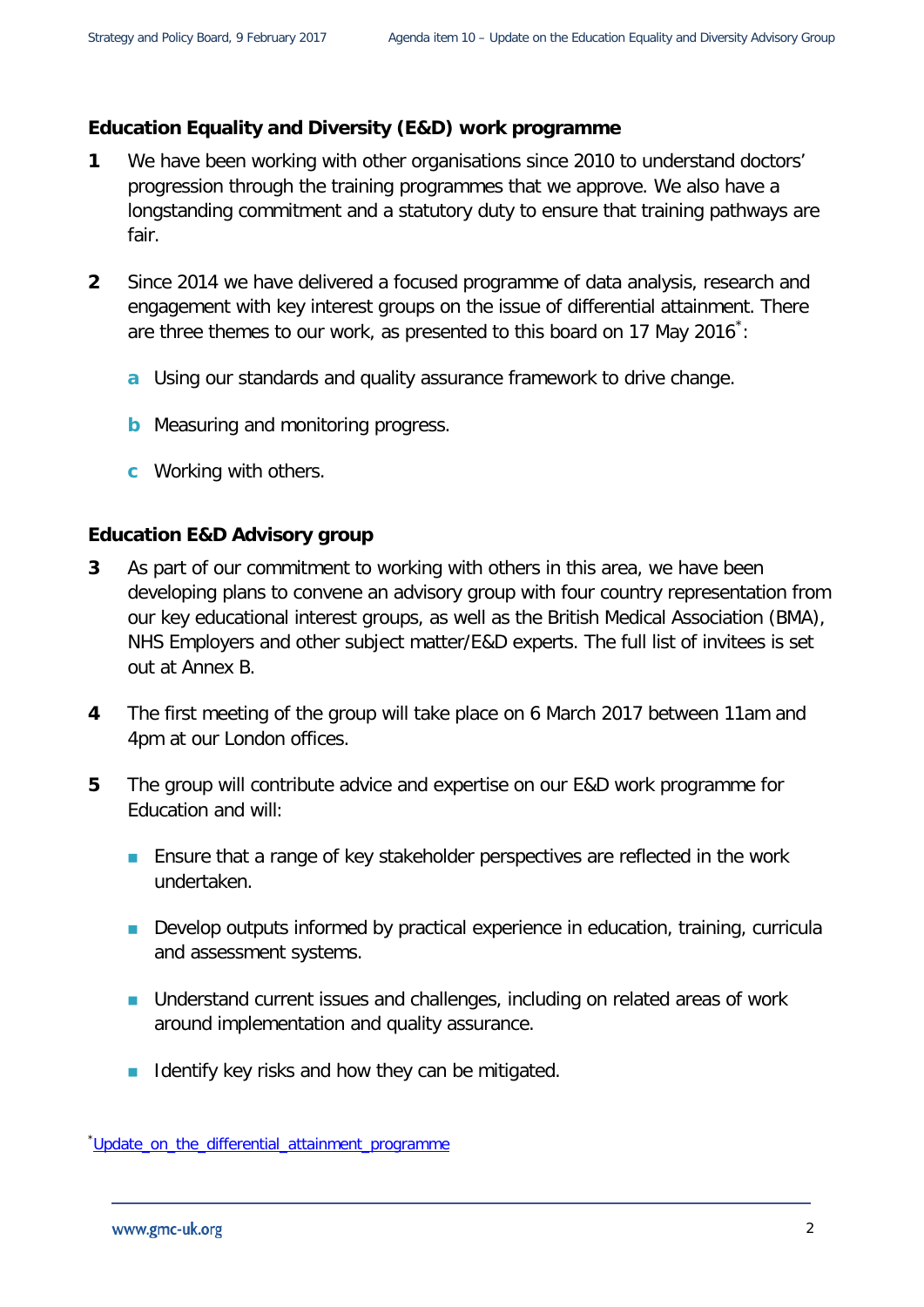## Education Equality and Diversity (E&D) work programme

**1** We have been working with other organisations since 2010 to understand doctors' progression through the training programmes that we approve. We also have a longstanding commitment and a statutory duty to ensure that training pathways are fair.

**2** Since 2014 we have delivered a focused programme of data analysis, research and engagement with key interest groups on the issue of differential attainment. There are three themes to our work, as presented to this board on 17 May 2016*:

   **a** Using our standards and quality assurance framework to drive change.

   **b** Measuring and monitoring progress.

   **c** Working with others.

## Education E&D Advisory group

**3** As part of our commitment to working with others in this area, we have been developing plans to convene an advisory group with four country representation from our key educational interest groups, as well as the British Medical Association (BMA), NHS Employers and other subject matter/E&D experts. The full list of invitees is set out at Annex B.

**4** The first meeting of the group will take place on 6 March 2017 between 11am and 4pm at our London offices.

**5** The group will contribute advice and expertise on our E&D work programme for Education and will:

- Ensure that a range of key stakeholder perspectives are reflected in the work undertaken.
- Develop outputs informed by practical experience in education, training, curricula and assessment systems.
- Understand current issues and challenges, including on related areas of work around implementation and quality assurance.
- Identify key risks and how they can be mitigated.

*Update_on_the_differential_attainment_programme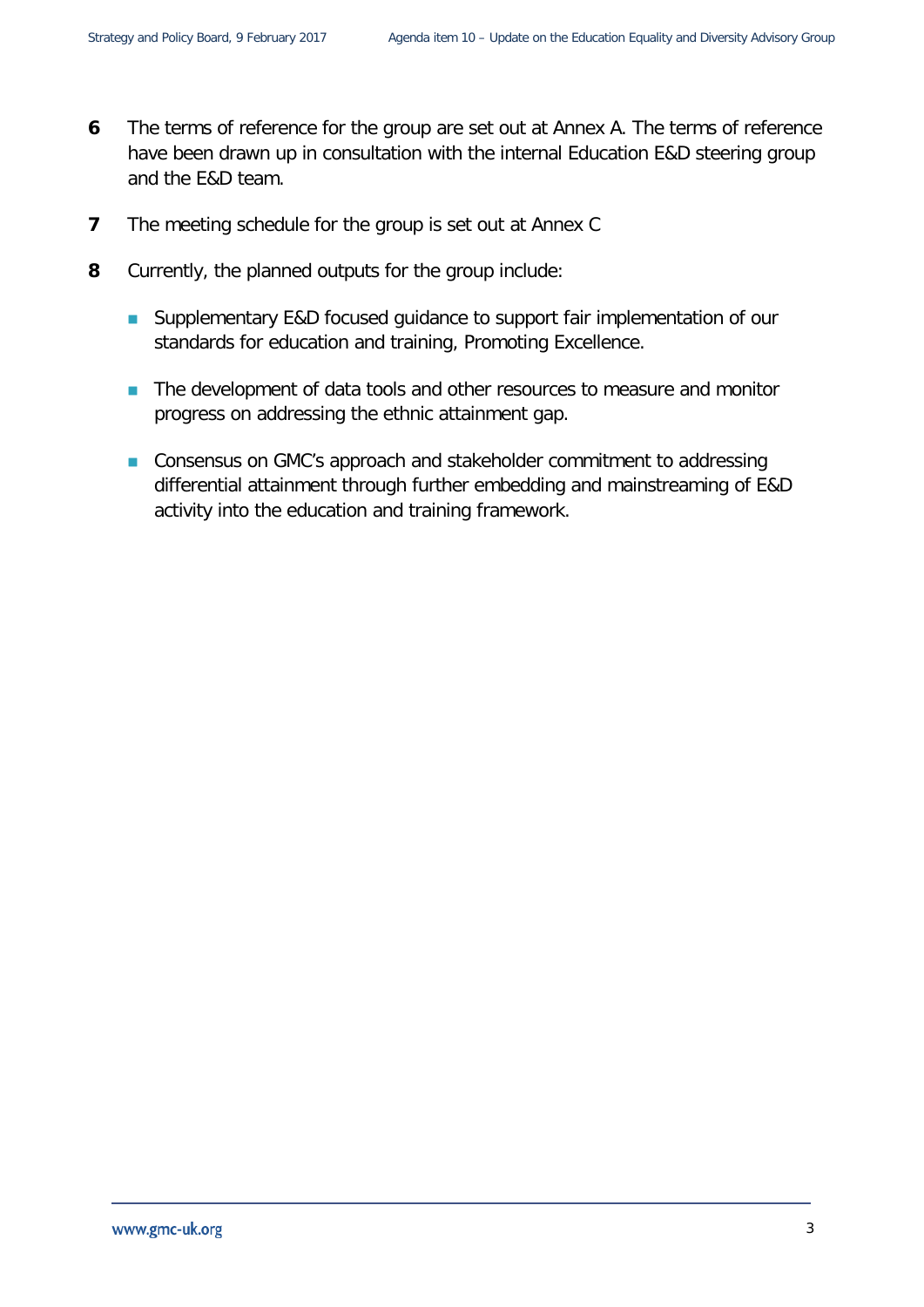6 The terms of reference for the group are set out at Annex A. The terms of reference have been drawn up in consultation with the internal Education E&D steering group and the E&D team.

7 The meeting schedule for the group is set out at Annex C

8 Currently, the planned outputs for the group include:

- Supplementary E&D focused guidance to support fair implementation of our standards for education and training, Promoting Excellence.

- The development of data tools and other resources to measure and monitor progress on addressing the ethnic attainment gap.

- Consensus on GMC's approach and stakeholder commitment to addressing differential attainment through further embedding and mainstreaming of E&D activity into the education and training framework.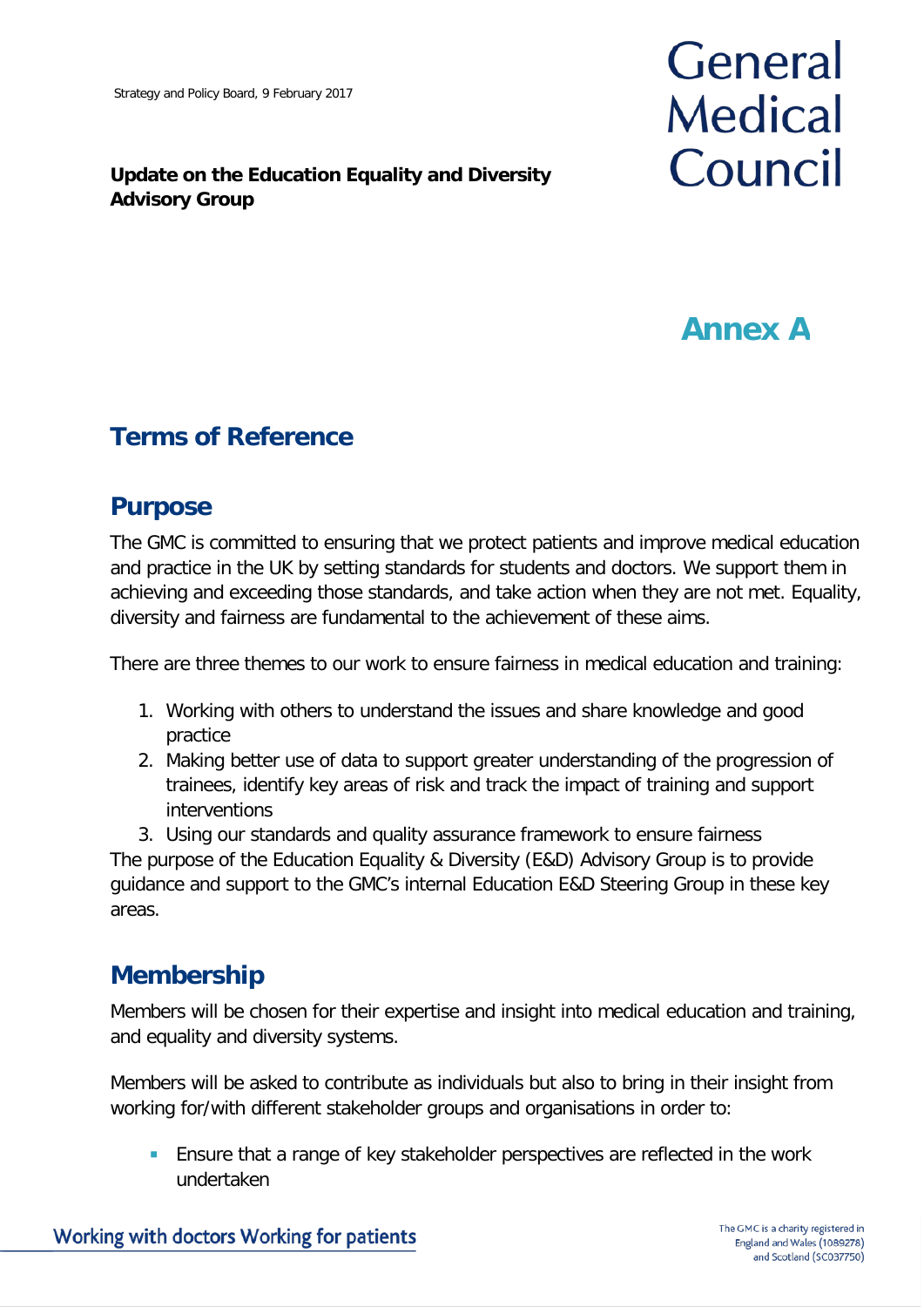Strategy and Policy Board, 9 February 2017

**Update on the Education Equality and Diversity Advisory Group**

# Annex A

## Terms of Reference

## Purpose

The GMC is committed to ensuring that we protect patients and improve medical education and practice in the UK by setting standards for students and doctors. We support them in achieving and exceeding those standards, and take action when they are not met. Equality, diversity and fairness are fundamental to the achievement of these aims.

There are three themes to our work to ensure fairness in medical education and training:

1. Working with others to understand the issues and share knowledge and good practice
2. Making better use of data to support greater understanding of the progression of trainees, identify key areas of risk and track the impact of training and support interventions
3. Using our standards and quality assurance framework to ensure fairness

The purpose of the Education Equality & Diversity (E&D) Advisory Group is to provide guidance and support to the GMC's internal Education E&D Steering Group in these key areas.

## Membership

Members will be chosen for their expertise and insight into medical education and training, and equality and diversity systems.

Members will be asked to contribute as individuals but also to bring in their insight from working for/with different stakeholder groups and organisations in order to:

- Ensure that a range of key stakeholder perspectives are reflected in the work undertaken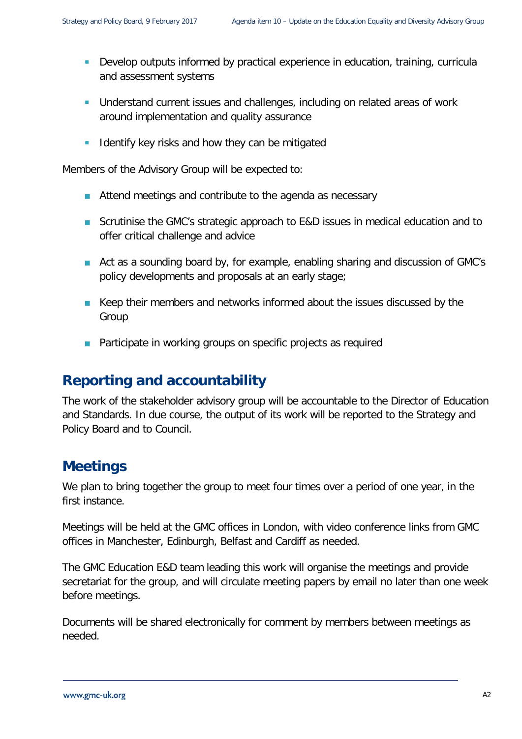- Develop outputs informed by practical experience in education, training, curricula and assessment systems
- Understand current issues and challenges, including on related areas of work around implementation and quality assurance
- Identify key risks and how they can be mitigated

Members of the Advisory Group will be expected to:

- Attend meetings and contribute to the agenda as necessary
- Scrutinise the GMC's strategic approach to E&D issues in medical education and to offer critical challenge and advice
- Act as a sounding board by, for example, enabling sharing and discussion of GMC's policy developments and proposals at an early stage;
- Keep their members and networks informed about the issues discussed by the Group
- Participate in working groups on specific projects as required

## Reporting and accountability

The work of the stakeholder advisory group will be accountable to the Director of Education and Standards. In due course, the output of its work will be reported to the Strategy and Policy Board and to Council.

## Meetings

We plan to bring together the group to meet four times over a period of one year, in the first instance.

Meetings will be held at the GMC offices in London, with video conference links from GMC offices in Manchester, Edinburgh, Belfast and Cardiff as needed.

The GMC Education E&D team leading this work will organise the meetings and provide secretariat for the group, and will circulate meeting papers by email no later than one week before meetings.

Documents will be shared electronically for comment by members between meetings as needed.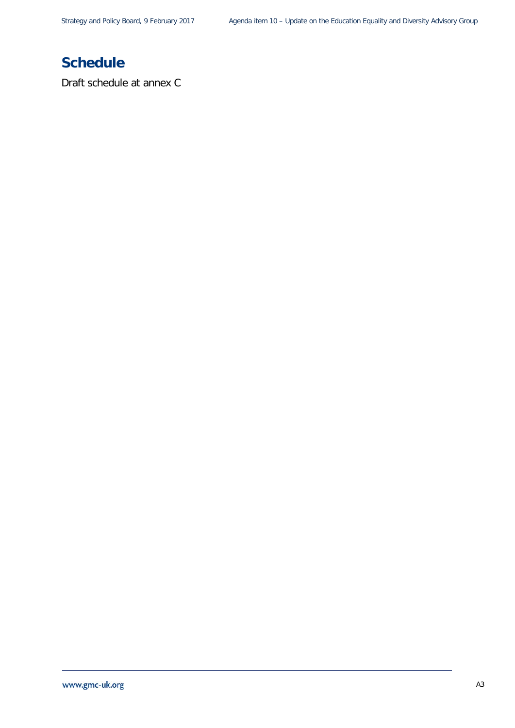## Schedule

Draft schedule at annex C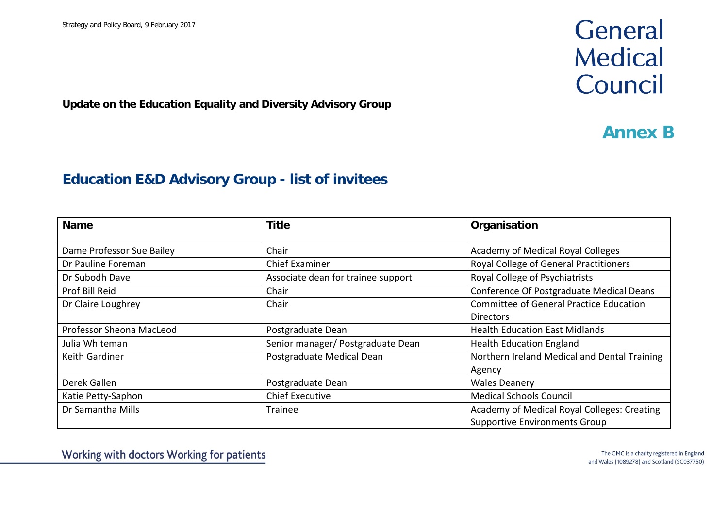**Update on the Education Equality and Diversity Advisory Group**

## Annex B

## Education E&D Advisory Group - list of invitees

| Name | Title | Organisation |
|---|---|---|
| Dame Professor Sue Bailey | Chair | Academy of Medical Royal Colleges |
| Dr Pauline Foreman | Chief Examiner | Royal College of General Practitioners |
| Dr Subodh Dave | Associate dean for trainee support | Royal College of Psychiatrists |
| Prof Bill Reid | Chair | Conference Of Postgraduate Medical Deans |
| Dr Claire Loughrey | Chair | Committee of General Practice Education Directors |
| Professor Sheona MacLeod | Postgraduate Dean | Health Education East Midlands |
| Julia Whiteman | Senior manager/ Postgraduate Dean | Health Education England |
| Keith Gardiner | Postgraduate Medical Dean | Northern Ireland Medical and Dental Training Agency |
| Derek Gallen | Postgraduate Dean | Wales Deanery |
| Katie Petty-Saphon | Chief Executive | Medical Schools Council |
| Dr Samantha Mills | Trainee | Academy of Medical Royal Colleges: Creating Supportive Environments Group |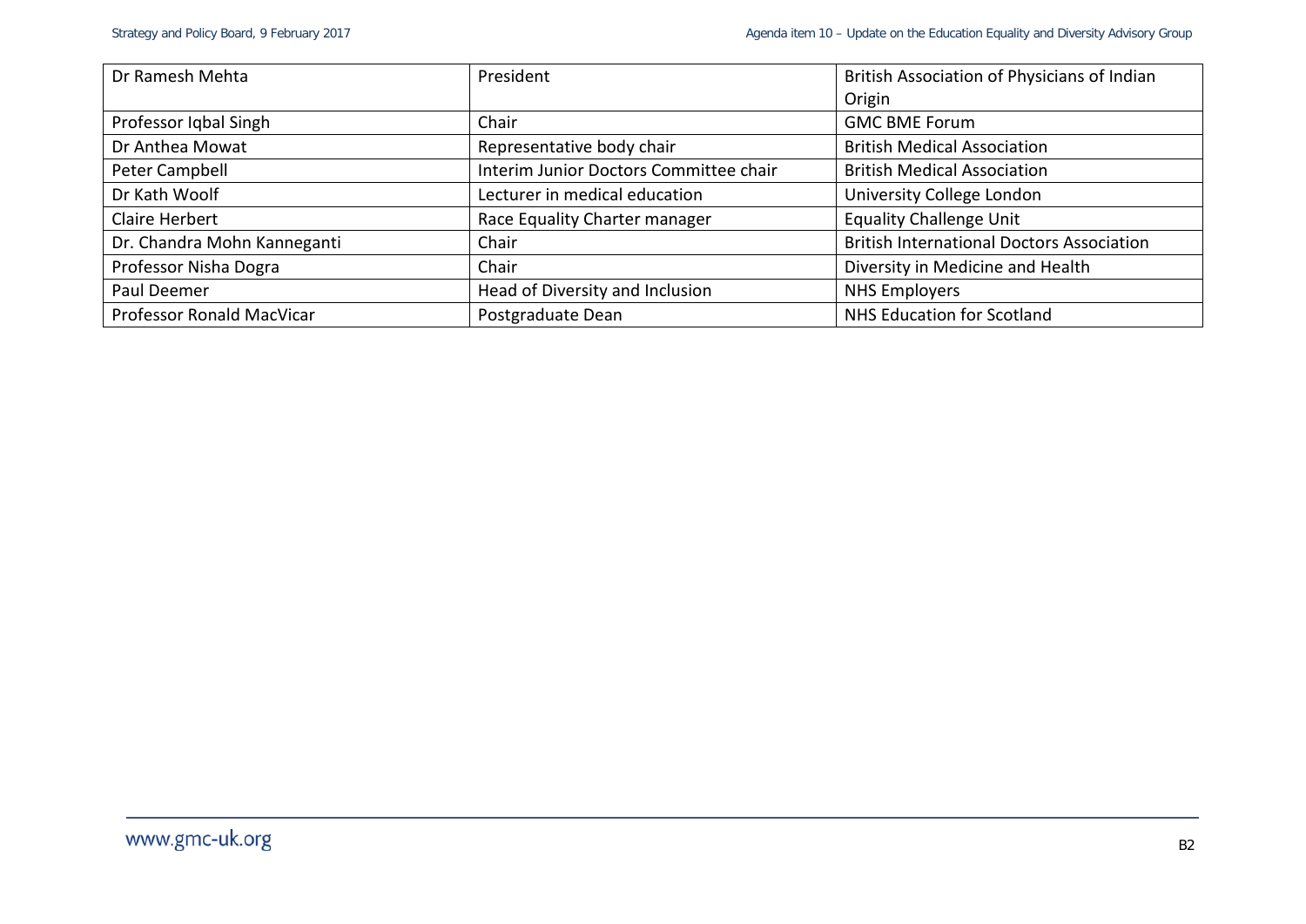| Dr Ramesh Mehta | President | British Association of Physicians of Indian Origin |
|---|---|---|
| Professor Iqbal Singh | Chair | GMC BME Forum |
| Dr Anthea Mowat | Representative body chair | British Medical Association |
| Peter Campbell | Interim Junior Doctors Committee chair | British Medical Association |
| Dr Kath Woolf | Lecturer in medical education | University College London |
| Claire Herbert | Race Equality Charter manager | Equality Challenge Unit |
| Dr. Chandra Mohn Kanneganti | Chair | British International Doctors Association |
| Professor Nisha Dogra | Chair | Diversity in Medicine and Health |
| Paul Deemer | Head of Diversity and Inclusion | NHS Employers |
| Professor Ronald MacVicar | Postgraduate Dean | NHS Education for Scotland |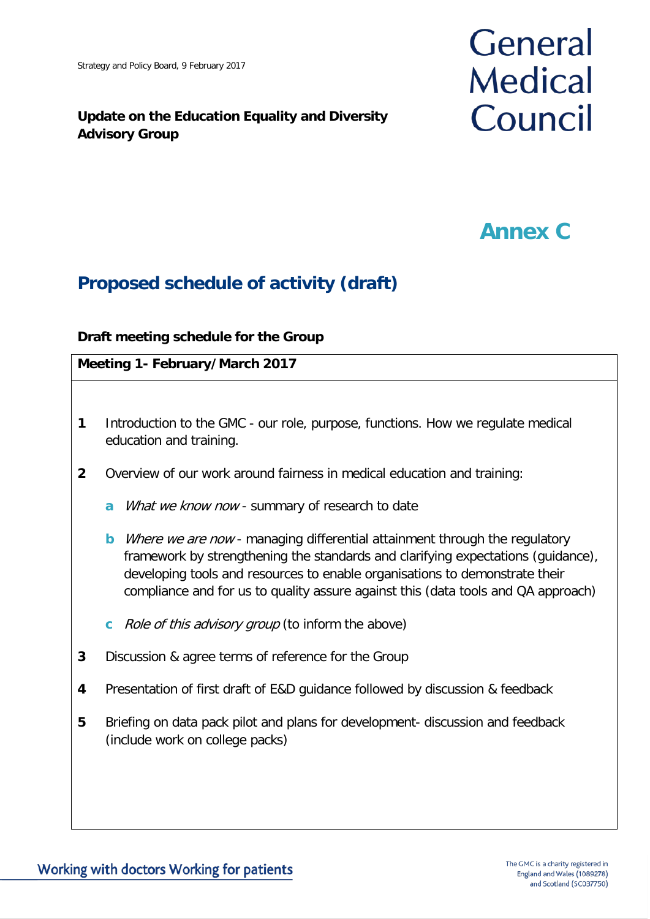Strategy and Policy Board, 9 February 2017

**Update on the Education Equality and Diversity Advisory Group**

General Medical Council

# Annex C

## Proposed schedule of activity (draft)

**Draft meeting schedule for the Group**

**Meeting 1- February/March 2017**

1. Introduction to the GMC - our role, purpose, functions. How we regulate medical education and training.
2. Overview of our work around fairness in medical education and training:
   - **a** *What we know now* - summary of research to date
   - **b** *Where we are now* - managing differential attainment through the regulatory framework by strengthening the standards and clarifying expectations (guidance), developing tools and resources to enable organisations to demonstrate their compliance and for us to quality assure against this (data tools and QA approach)
   - **c** *Role of this advisory group* (to inform the above)
3. Discussion & agree terms of reference for the Group
4. Presentation of first draft of E&D guidance followed by discussion & feedback
5. Briefing on data pack pilot and plans for development- discussion and feedback (include work on college packs)

Working with doctors Working for patients

The GMC is a charity registered in England and Wales (1089278) and Scotland (SC037750)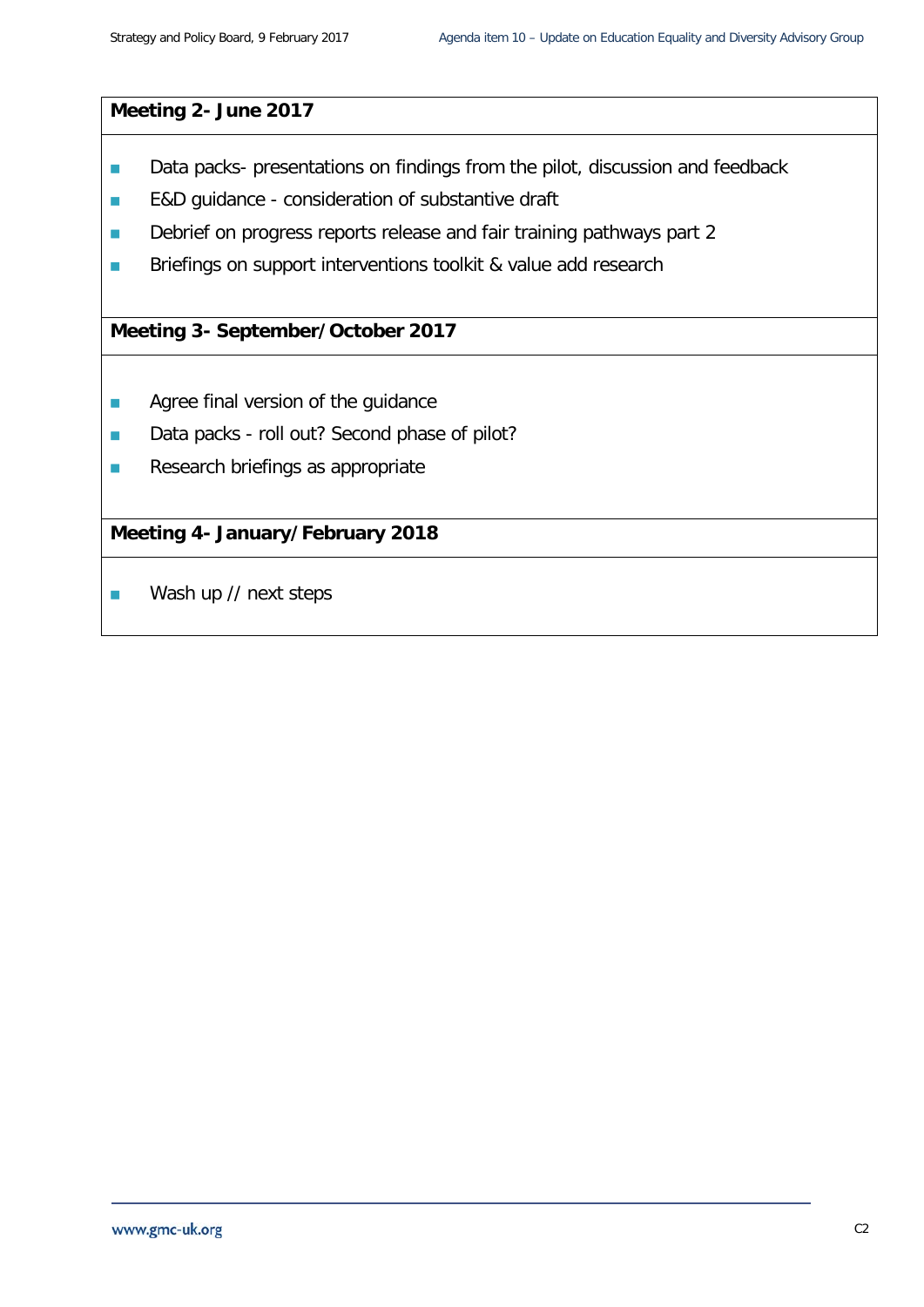**Meeting 2- June 2017**

- Data packs- presentations on findings from the pilot, discussion and feedback
- E&D guidance - consideration of substantive draft
- Debrief on progress reports release and fair training pathways part 2
- Briefings on support interventions toolkit & value add research

**Meeting 3- September/October 2017**

- Agree final version of the guidance
- Data packs - roll out? Second phase of pilot?
- Research briefings as appropriate

**Meeting 4- January/February 2018**

- Wash up // next steps